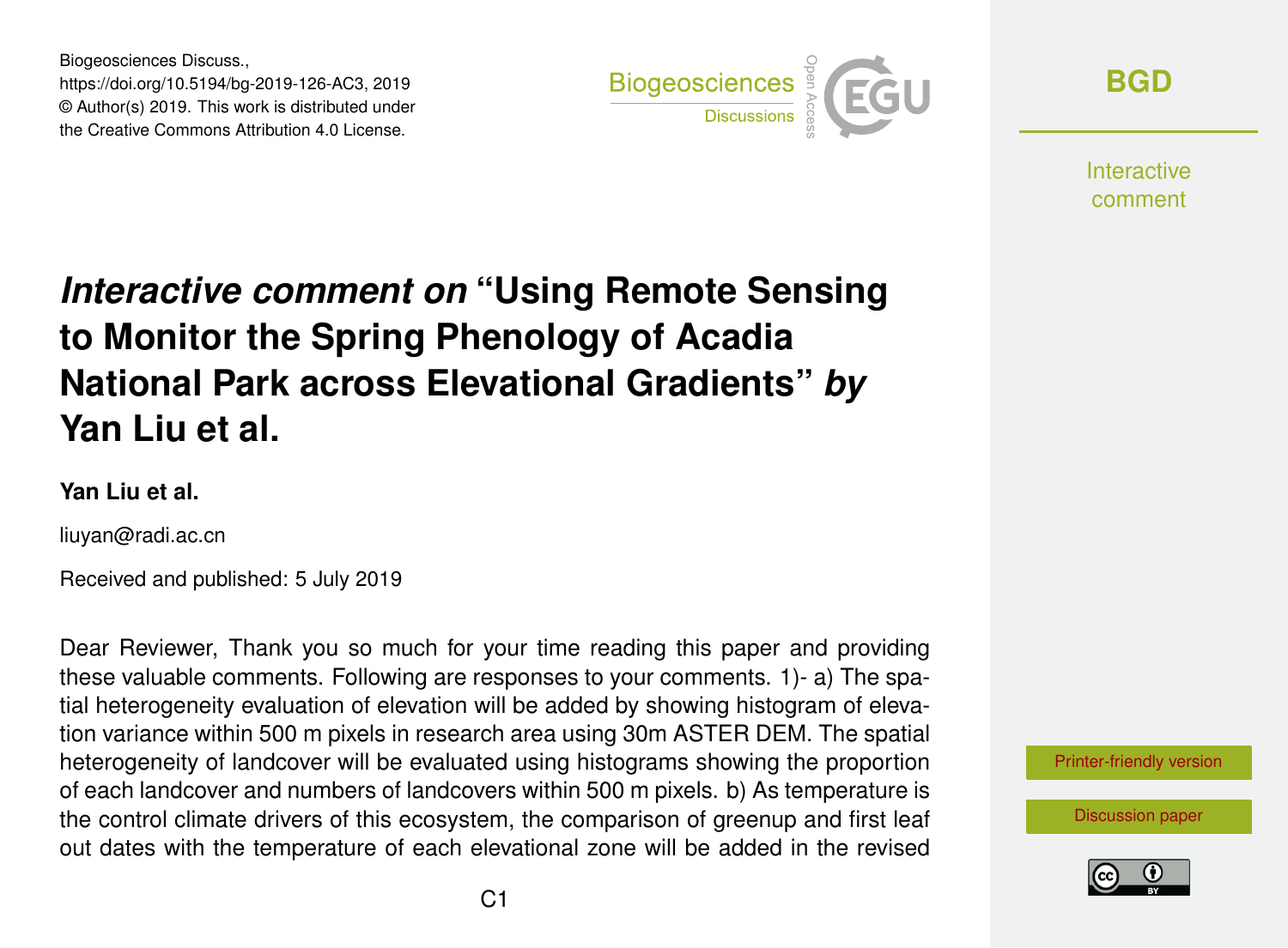# *Interactive comment on* "Using Remote Sensing to Monitor the Spring Phenology of Acadia National Park across Elevational Gradients" *by* Yan Liu et al.

**Yan Liu et al.**

liuyan@radi.ac.cn

Received and published: 5 July 2019

Dear Reviewer, Thank you so much for your time reading this paper and providing these valuable comments. Following are responses to your comments. 1)- a) The spatial heterogeneity evaluation of elevation will be added by showing histogram of elevation variance within 500 m pixels in research area using 30m ASTER DEM. The spatial heterogeneity of landcover will be evaluated using histograms showing the proportion of each landcover and numbers of landcovers within 500 m pixels. b) As temperature is the control climate drivers of this ecosystem, the comparison of greenup and first leaf out dates with the temperature of each elevational zone will be added in the revised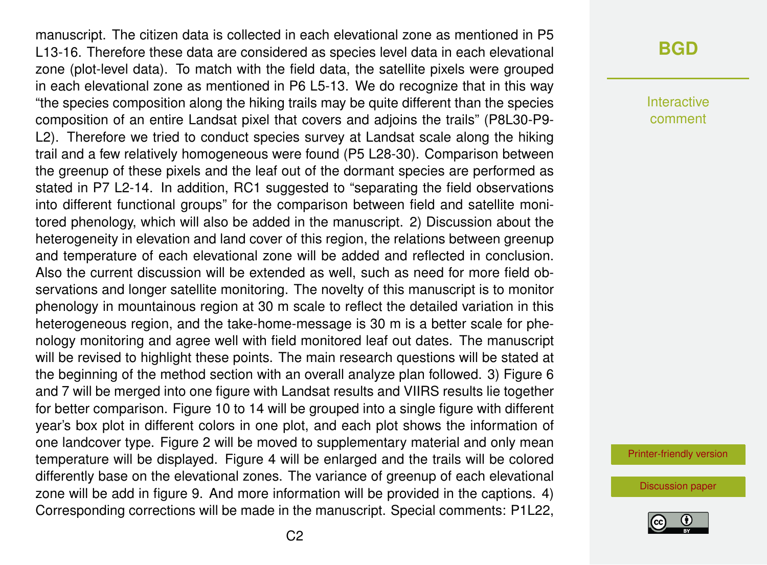manuscript. The citizen data is collected in each elevational zone as mentioned in P5 L13-16. Therefore these data are considered as species level data in each elevational zone (plot-level data). To match with the field data, the satellite pixels were grouped in each elevational zone as mentioned in P6 L5-13. We do recognize that in this way "the species composition along the hiking trails may be quite different than the species composition of an entire Landsat pixel that covers and adjoins the trails" (P8L30-P9-L2). Therefore we tried to conduct species survey at Landsat scale along the hiking trail and a few relatively homogeneous were found (P5 L28-30). Comparison between the greenup of these pixels and the leaf out of the dormant species are performed as stated in P7 L2-14. In addition, RC1 suggested to "separating the field observations into different functional groups" for the comparison between field and satellite monitored phenology, which will also be added in the manuscript. 2) Discussion about the heterogeneity in elevation and land cover of this region, the relations between greenup and temperature of each elevational zone will be added and reflected in conclusion. Also the current discussion will be extended as well, such as need for more field observations and longer satellite monitoring. The novelty of this manuscript is to monitor phenology in mountainous region at 30 m scale to reflect the detailed variation in this heterogeneous region, and the take-home-message is 30 m is a better scale for phenology monitoring and agree well with field monitored leaf out dates. The manuscript will be revised to highlight these points. The main research questions will be stated at the beginning of the method section with an overall analyze plan followed. 3) Figure 6 and 7 will be merged into one figure with Landsat results and VIIRS results lie together for better comparison. Figure 10 to 14 will be grouped into a single figure with different year's box plot in different colors in one plot, and each plot shows the information of one landcover type. Figure 2 will be moved to supplementary material and only mean temperature will be displayed. Figure 4 will be enlarged and the trails will be colored differently base on the elevational zones. The variance of greenup of each elevational zone will be add in figure 9. And more information will be provided in the captions. 4) Corresponding corrections will be made in the manuscript. Special comments: P1L22,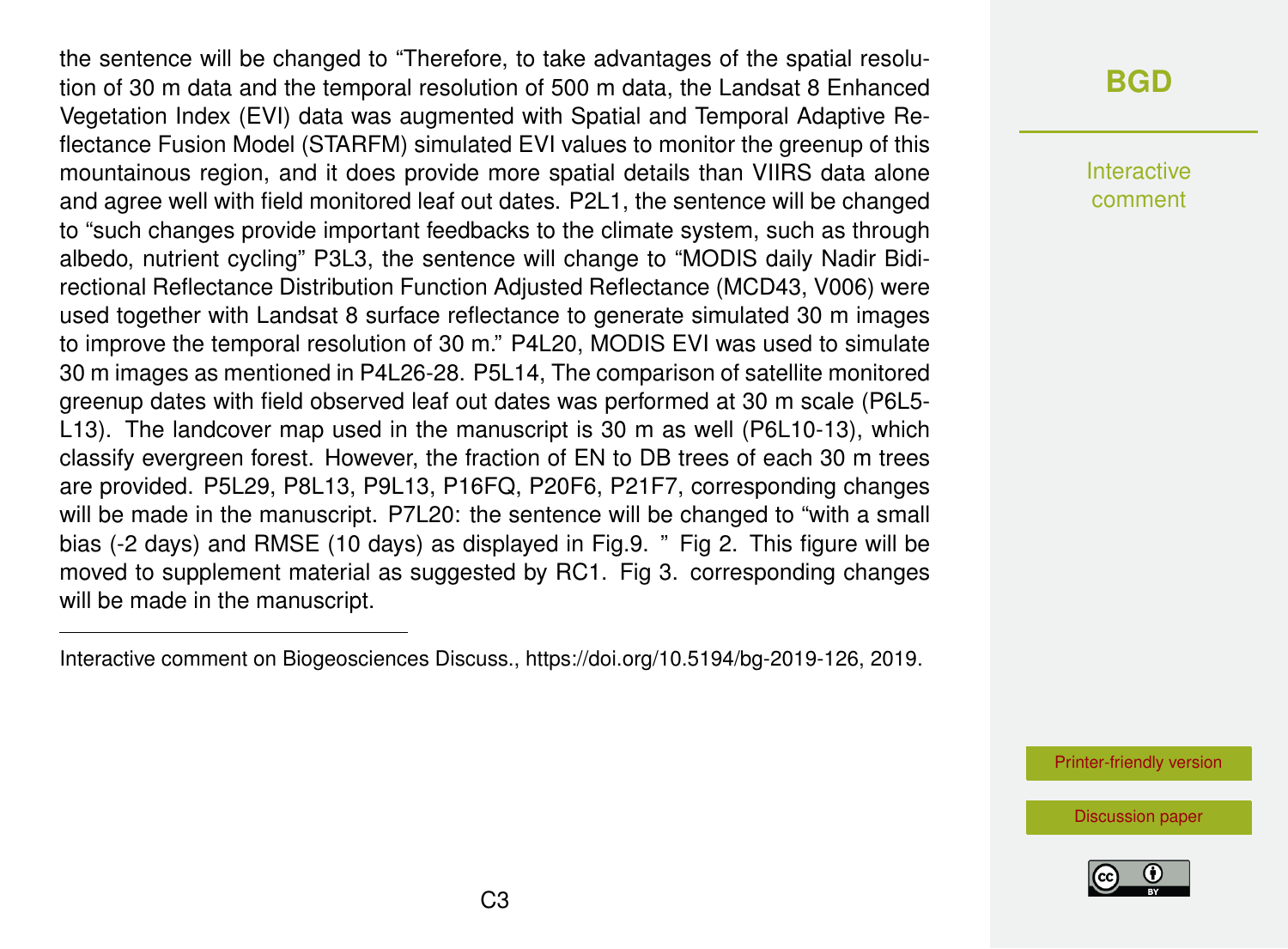the sentence will be changed to "Therefore, to take advantages of the spatial resolution of 30 m data and the temporal resolution of 500 m data, the Landsat 8 Enhanced Vegetation Index (EVI) data was augmented with Spatial and Temporal Adaptive Reflectance Fusion Model (STARFM) simulated EVI values to monitor the greenup of this mountainous region, and it does provide more spatial details than VIIRS data alone and agree well with field monitored leaf out dates. P2L1, the sentence will be changed to "such changes provide important feedbacks to the climate system, such as through albedo, nutrient cycling" P3L3, the sentence will change to "MODIS daily Nadir Bidirectional Reflectance Distribution Function Adjusted Reflectance (MCD43, V006) were used together with Landsat 8 surface reflectance to generate simulated 30 m images to improve the temporal resolution of 30 m." P4L20, MODIS EVI was used to simulate 30 m images as mentioned in P4L26-28. P5L14, The comparison of satellite monitored greenup dates with field observed leaf out dates was performed at 30 m scale (P6L5-L13). The landcover map used in the manuscript is 30 m as well (P6L10-13), which classify evergreen forest. However, the fraction of EN to DB trees of each 30 m trees are provided. P5L29, P8L13, P9L13, P16FQ, P20F6, P21F7, corresponding changes will be made in the manuscript. P7L20: the sentence will be changed to "with a small bias (-2 days) and RMSE (10 days) as displayed in Fig.9. " Fig 2. This figure will be moved to supplement material as suggested by RC1. Fig 3. corresponding changes will be made in the manuscript.

---

Interactive comment on Biogeosciences Discuss., https://doi.org/10.5194/bg-2019-126, 2019.